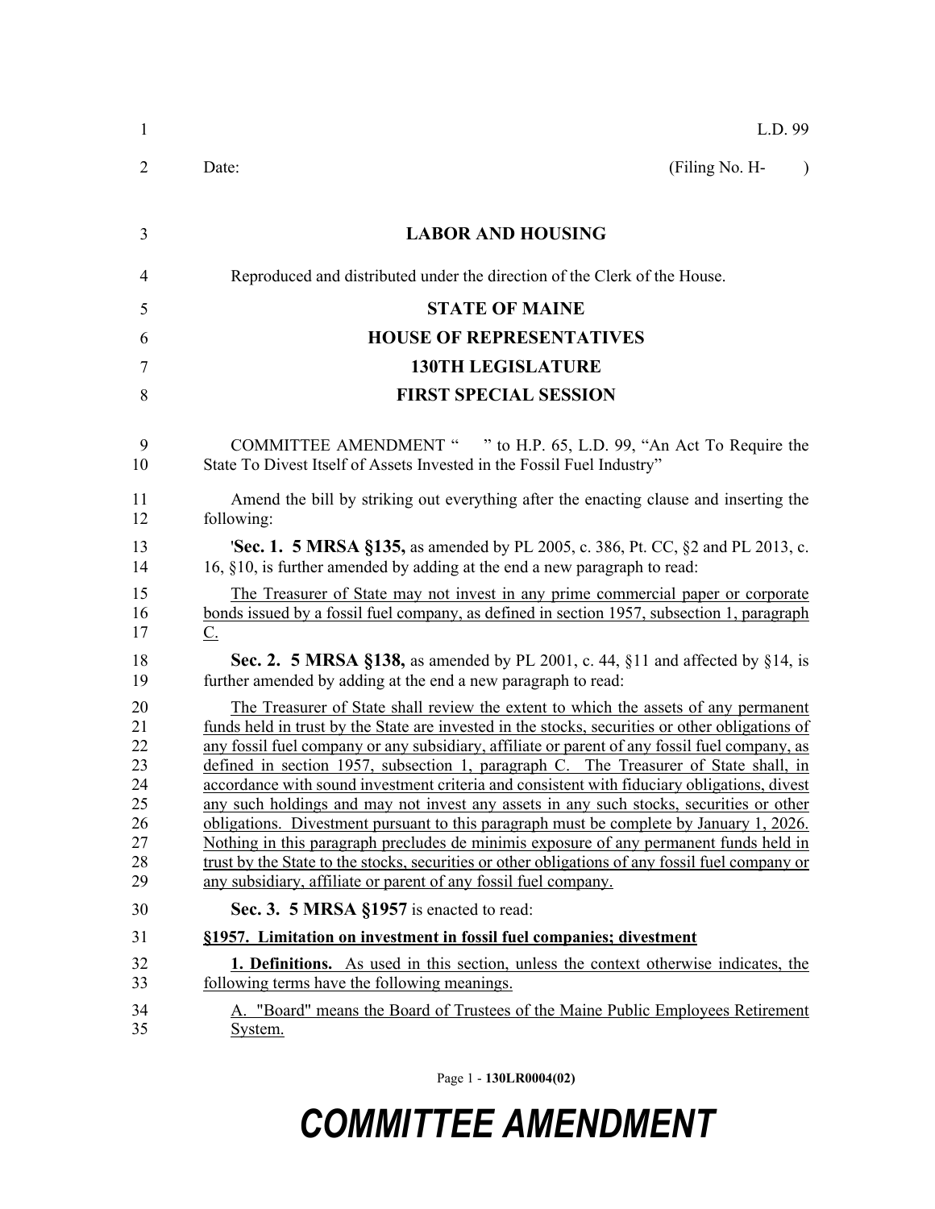L.D. 99

Date: (Filing No. H- )

**LABOR AND HOUSING**

Reproduced and distributed under the direction of the Clerk of the House.

**STATE OF MAINE**

**HOUSE OF REPRESENTATIVES**

**130TH LEGISLATURE**

**FIRST SPECIAL SESSION**

COMMITTEE AMENDMENT " " to H.P. 65, L.D. 99, "An Act To Require the State To Divest Itself of Assets Invested in the Fossil Fuel Industry"

Amend the bill by striking out everything after the enacting clause and inserting the following:

'**Sec. 1. 5 MRSA §135,** as amended by PL 2005, c. 386, Pt. CC, §2 and PL 2013, c. 16, §10, is further amended by adding at the end a new paragraph to read:

The Treasurer of State may not invest in any prime commercial paper or corporate bonds issued by a fossil fuel company, as defined in section 1957, subsection 1, paragraph C.

**Sec. 2. 5 MRSA §138,** as amended by PL 2001, c. 44, §11 and affected by §14, is further amended by adding at the end a new paragraph to read:

The Treasurer of State shall review the extent to which the assets of any permanent funds held in trust by the State are invested in the stocks, securities or other obligations of any fossil fuel company or any subsidiary, affiliate or parent of any fossil fuel company, as defined in section 1957, subsection 1, paragraph C. The Treasurer of State shall, in accordance with sound investment criteria and consistent with fiduciary obligations, divest any such holdings and may not invest any assets in any such stocks, securities or other obligations. Divestment pursuant to this paragraph must be complete by January 1, 2026. Nothing in this paragraph precludes de minimis exposure of any permanent funds held in trust by the State to the stocks, securities or other obligations of any fossil fuel company or any subsidiary, affiliate or parent of any fossil fuel company.

**Sec. 3. 5 MRSA §1957** is enacted to read:

**§1957. Limitation on investment in fossil fuel companies; divestment**

**1. Definitions.** As used in this section, unless the context otherwise indicates, the following terms have the following meanings.

A. "Board" means the Board of Trustees of the Maine Public Employees Retirement System.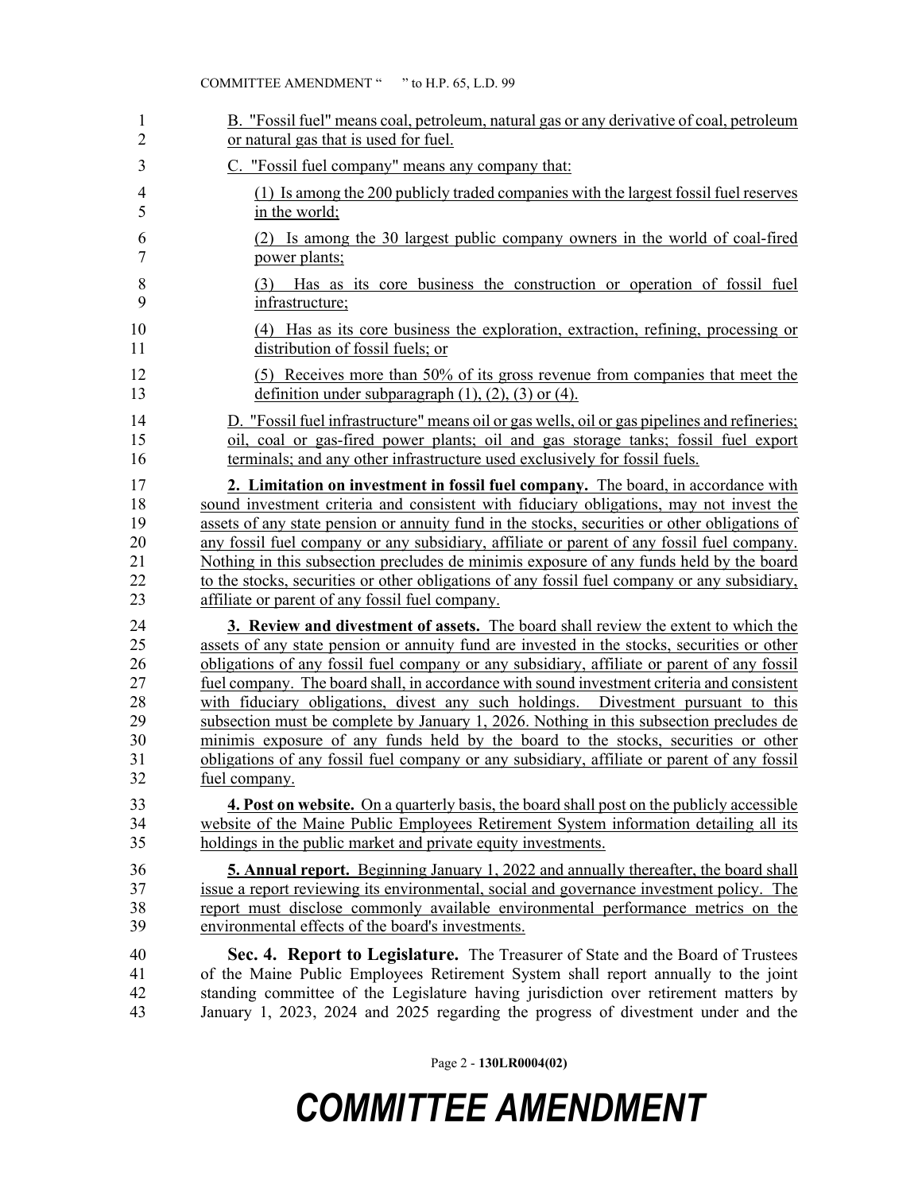B. "Fossil fuel" means coal, petroleum, natural gas or any derivative of coal, petroleum or natural gas that is used for fuel.

C. "Fossil fuel company" means any company that:

(1) Is among the 200 publicly traded companies with the largest fossil fuel reserves in the world;

(2) Is among the 30 largest public company owners in the world of coal-fired power plants;

(3) Has as its core business the construction or operation of fossil fuel infrastructure;

(4) Has as its core business the exploration, extraction, refining, processing or distribution of fossil fuels; or

(5) Receives more than 50% of its gross revenue from companies that meet the definition under subparagraph (1), (2), (3) or (4).

D. "Fossil fuel infrastructure" means oil or gas wells, oil or gas pipelines and refineries; oil, coal or gas-fired power plants; oil and gas storage tanks; fossil fuel export terminals; and any other infrastructure used exclusively for fossil fuels.

**2. Limitation on investment in fossil fuel company.** The board, in accordance with sound investment criteria and consistent with fiduciary obligations, may not invest the assets of any state pension or annuity fund in the stocks, securities or other obligations of any fossil fuel company or any subsidiary, affiliate or parent of any fossil fuel company. Nothing in this subsection precludes de minimis exposure of any funds held by the board to the stocks, securities or other obligations of any fossil fuel company or any subsidiary, affiliate or parent of any fossil fuel company.

**3. Review and divestment of assets.** The board shall review the extent to which the assets of any state pension or annuity fund are invested in the stocks, securities or other obligations of any fossil fuel company or any subsidiary, affiliate or parent of any fossil fuel company. The board shall, in accordance with sound investment criteria and consistent with fiduciary obligations, divest any such holdings. Divestment pursuant to this subsection must be complete by January 1, 2026. Nothing in this subsection precludes de minimis exposure of any funds held by the board to the stocks, securities or other obligations of any fossil fuel company or any subsidiary, affiliate or parent of any fossil fuel company.

**4. Post on website.** On a quarterly basis, the board shall post on the publicly accessible website of the Maine Public Employees Retirement System information detailing all its holdings in the public market and private equity investments.

**5. Annual report.** Beginning January 1, 2022 and annually thereafter, the board shall issue a report reviewing its environmental, social and governance investment policy. The report must disclose commonly available environmental performance metrics on the environmental effects of the board's investments.

**Sec. 4. Report to Legislature.** The Treasurer of State and the Board of Trustees of the Maine Public Employees Retirement System shall report annually to the joint standing committee of the Legislature having jurisdiction over retirement matters by January 1, 2023, 2024 and 2025 regarding the progress of divestment under and the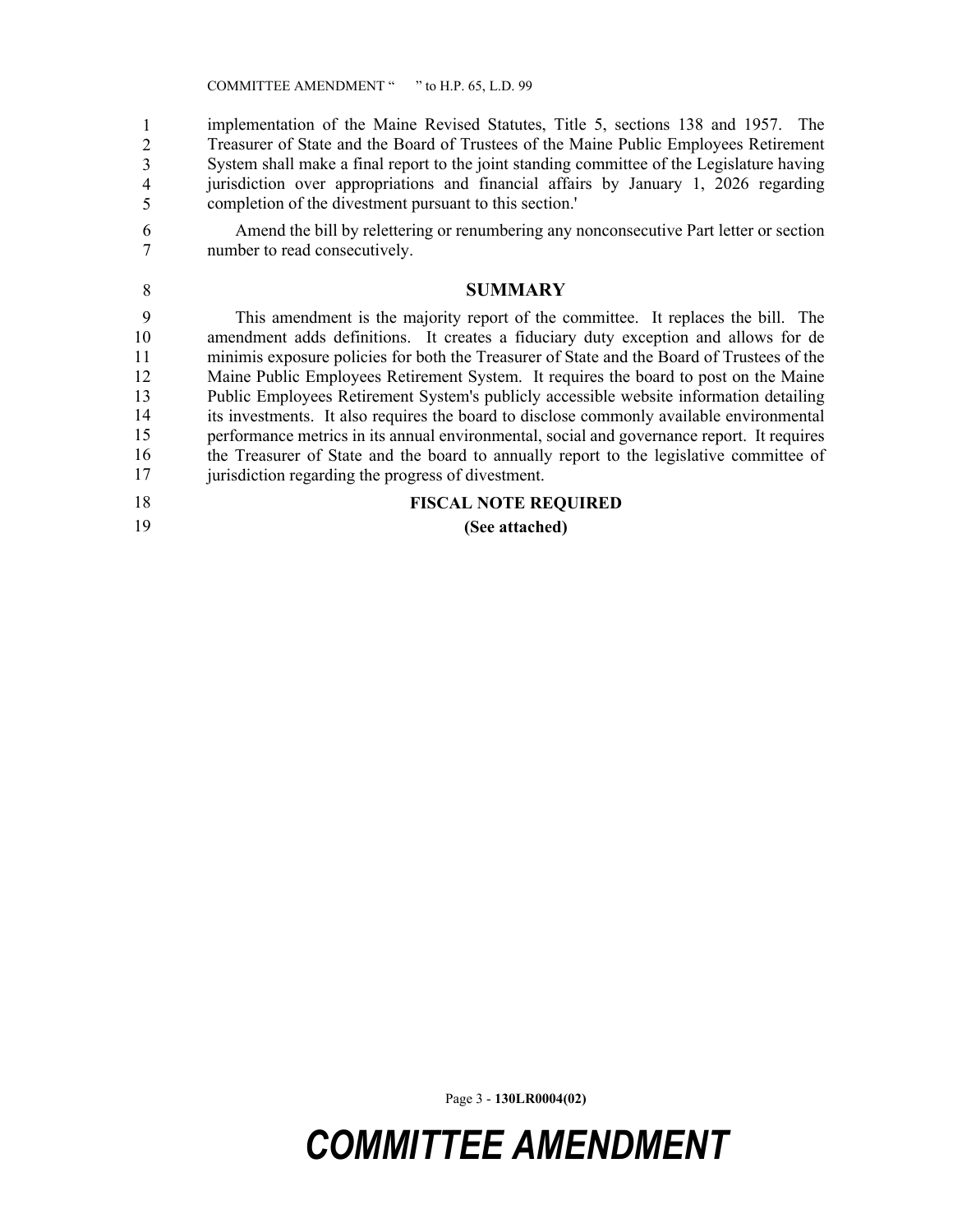implementation of the Maine Revised Statutes, Title 5, sections 138 and 1957. The Treasurer of State and the Board of Trustees of the Maine Public Employees Retirement System shall make a final report to the joint standing committee of the Legislature having jurisdiction over appropriations and financial affairs by January 1, 2026 regarding completion of the divestment pursuant to this section.'

Amend the bill by relettering or renumbering any nonconsecutive Part letter or section number to read consecutively.

## SUMMARY

This amendment is the majority report of the committee. It replaces the bill. The amendment adds definitions. It creates a fiduciary duty exception and allows for de minimis exposure policies for both the Treasurer of State and the Board of Trustees of the Maine Public Employees Retirement System. It requires the board to post on the Maine Public Employees Retirement System's publicly accessible website information detailing its investments. It also requires the board to disclose commonly available environmental performance metrics in its annual environmental, social and governance report. It requires the Treasurer of State and the board to annually report to the legislative committee of jurisdiction regarding the progress of divestment.

**FISCAL NOTE REQUIRED**

**(See attached)**